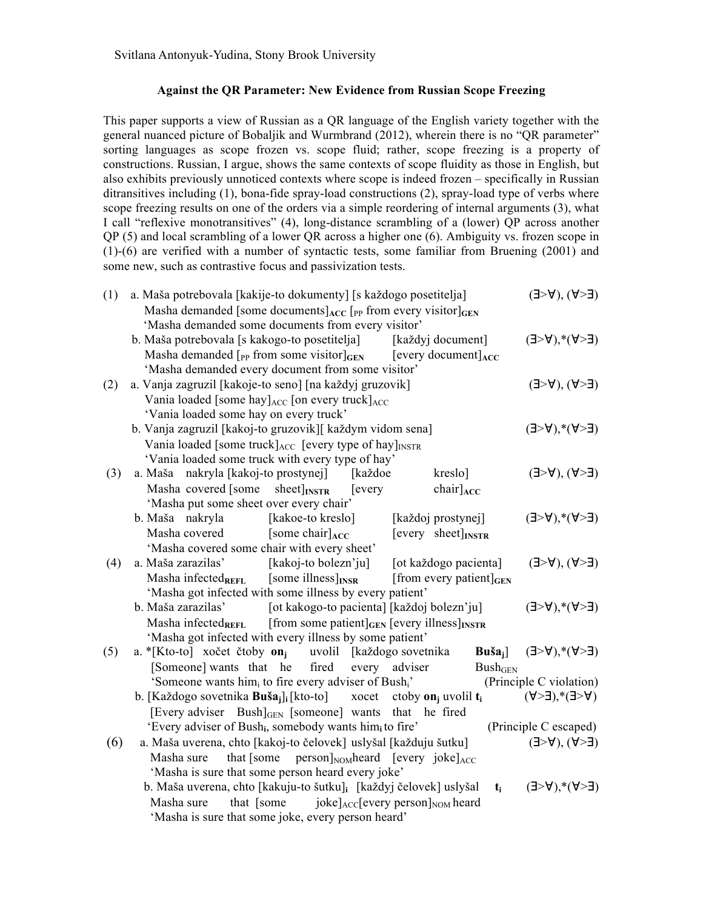Svitlana Antonyuk-Yudina, Stony Brook University

## Against the QR Parameter: New Evidence from Russian Scope Freezing

This paper supports a view of Russian as a QR language of the English variety together with the general nuanced picture of Bobaljik and Wurmbrand (2012), wherein there is no "QR parameter" sorting languages as scope frozen vs. scope fluid; rather, scope freezing is a property of constructions. Russian, I argue, shows the same contexts of scope fluidity as those in English, but also exhibits previously unnoticed contexts where scope is indeed frozen – specifically in Russian ditransitives including (1), bona-fide spray-load constructions (2), spray-load type of verbs where scope freezing results on one of the orders via a simple reordering of internal arguments (3), what I call "reflexive monotransitives" (4), long-distance scrambling of a (lower) QP across another QP (5) and local scrambling of a lower QR across a higher one (6). Ambiguity vs. frozen scope in (1)-(6) are verified with a number of syntactic tests, some familiar from Bruening (2001) and some new, such as contrastive focus and passivization tests.

(1) a. Maša potrebovala [kakije-to dokumenty] [s každogo posetitelja] (∃>∀), (∀>∃)
Masha demanded [some documents]$_{\mathbf{ACC}}$ [$_{\mathrm{PP}}$ from every visitor]$_{\mathbf{GEN}}$
'Masha demanded some documents from every visitor'

b. Maša potrebovala [s kakogo-to posetitelja] [každyj document] (∃>∀),*(∀>∃)
Masha demanded [$_{\mathrm{PP}}$ from some visitor]$_{\mathbf{GEN}}$ [every document]$_{\mathbf{ACC}}$
'Masha demanded every document from some visitor'

(2) a. Vanja zagruzil [kakoje-to seno] [na každyj gruzovik] (∃>∀), (∀>∃)
Vania loaded [some hay]$_{\mathrm{ACC}}$ [on every truck]$_{\mathrm{ACC}}$
'Vania loaded some hay on every truck'

b. Vanja zagruzil [kakoj-to gruzovik][ každym vidom sena] (∃>∀),*(∀>∃)
Vania loaded [some truck]$_{\mathrm{ACC}}$ [every type of hay]$_{\mathrm{INSTR}}$
'Vania loaded some truck with every type of hay'

(3) a. Maša nakryla [kakoj-to prostynej] [každoe kreslo] (∃>∀), (∀>∃)
Masha covered [some sheet]$_{\mathbf{INSTR}}$ [every chair]$_{\mathbf{ACC}}$
'Masha put some sheet over every chair'

b. Maša nakryla [kakoe-to kreslo] [každoj prostynej] (∃>∀),*(∀>∃)
Masha covered [some chair]$_{\mathbf{ACC}}$ [every sheet]$_{\mathbf{INSTR}}$
'Masha covered some chair with every sheet'

(4) a. Maša zarazilas' [kakoj-to bolezn'ju] [ot každogo pacienta] (∃>∀), (∀>∃)
Masha infected$_{\mathbf{REFL}}$ [some illness]$_{\mathbf{INSR}}$ [from every patient]$_{\mathbf{GEN}}$
'Masha got infected with some illness by every patient'

b. Maša zarazilas' [ot kakogo-to pacienta] [každoj bolezn'ju] (∃>∀),*(∀>∃)
Masha infected$_{\mathbf{REFL}}$ [from some patient]$_{\mathbf{GEN}}$ [every illness]$_{\mathbf{INSTR}}$
'Masha got infected with every illness by some patient'

(5) a. *[Kto-to] xočet čtoby **on$_{j}$** uvolil [každogo sovetnika **Buša$_{j}$**] (∃>∀),*(∀>∃)
[Someone] wants that he fired every adviser Bush$_{\mathrm{GEN}}$
'Someone wants him$_{i}$ to fire every adviser of Bush$_{i}$' (Principle C violation)

b. [Každogo sovetnika **Buša$_{j}$**]$_{i}$ [kto-to] xocet ctoby **on$_{j}$** uvolil **t$_{i}$** (∀>∃),*(∃>∀)
[Every adviser Bush]$_{\mathrm{GEN}}$ [someone] wants that he fired
'Every adviser of Bush$_{\mathbf{i}}$, somebody wants him$_{\mathbf{i}}$ to fire' (Principle C escaped)

(6) a. Maša uverena, chto [kakoj-to čelovek] uslyšal [každuju šutku] (∃>∀), (∀>∃)
Masha sure that [some person]$_{\mathrm{NOM}}$heard [every joke]$_{\mathrm{ACC}}$
'Masha is sure that some person heard every joke'

b. Maša uverena, chto [kakuju-to šutku]$_{\mathbf{i}}$ [každyj čelovek] uslyšal **t$_{i}$** (∃>∀),*(∀>∃)
Masha sure that [some joke]$_{\mathrm{ACC}}$[every person]$_{\mathrm{NOM}}$ heard
'Masha is sure that some joke, every person heard'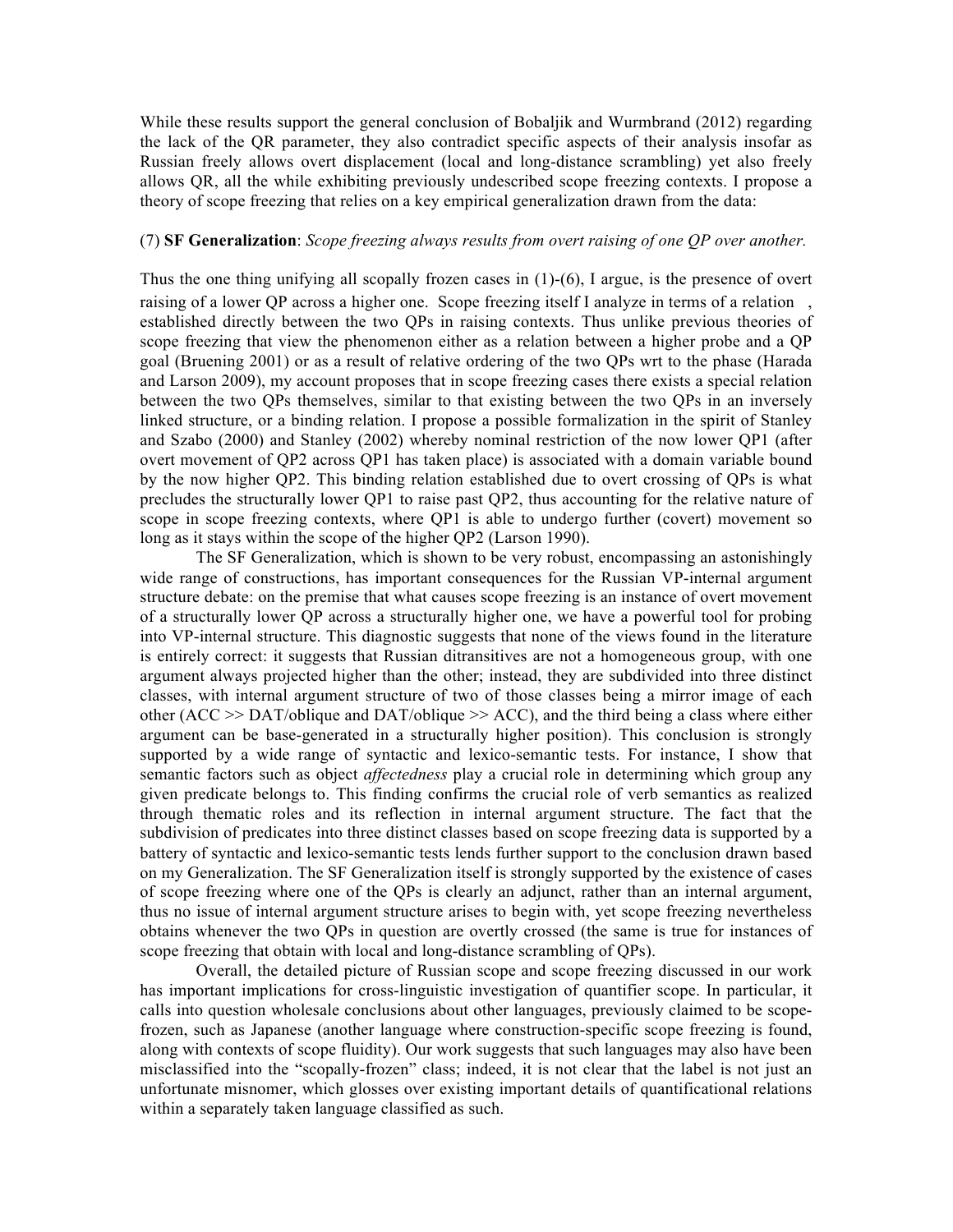While these results support the general conclusion of Bobaljik and Wurmbrand (2012) regarding the lack of the QR parameter, they also contradict specific aspects of their analysis insofar as Russian freely allows overt displacement (local and long-distance scrambling) yet also freely allows QR, all the while exhibiting previously undescribed scope freezing contexts. I propose a theory of scope freezing that relies on a key empirical generalization drawn from the data:

(7) **SF Generalization**: *Scope freezing always results from overt raising of one QP over another.*

Thus the one thing unifying all scopally frozen cases in (1)-(6), I argue, is the presence of overt raising of a lower QP across a higher one. Scope freezing itself I analyze in terms of a relation , established directly between the two QPs in raising contexts. Thus unlike previous theories of scope freezing that view the phenomenon either as a relation between a higher probe and a QP goal (Bruening 2001) or as a result of relative ordering of the two QPs wrt to the phase (Harada and Larson 2009), my account proposes that in scope freezing cases there exists a special relation between the two QPs themselves, similar to that existing between the two QPs in an inversely linked structure, or a binding relation. I propose a possible formalization in the spirit of Stanley and Szabo (2000) and Stanley (2002) whereby nominal restriction of the now lower QP1 (after overt movement of QP2 across QP1 has taken place) is associated with a domain variable bound by the now higher QP2. This binding relation established due to overt crossing of QPs is what precludes the structurally lower QP1 to raise past QP2, thus accounting for the relative nature of scope in scope freezing contexts, where QP1 is able to undergo further (covert) movement so long as it stays within the scope of the higher QP2 (Larson 1990).

The SF Generalization, which is shown to be very robust, encompassing an astonishingly wide range of constructions, has important consequences for the Russian VP-internal argument structure debate: on the premise that what causes scope freezing is an instance of overt movement of a structurally lower QP across a structurally higher one, we have a powerful tool for probing into VP-internal structure. This diagnostic suggests that none of the views found in the literature is entirely correct: it suggests that Russian ditransitives are not a homogeneous group, with one argument always projected higher than the other; instead, they are subdivided into three distinct classes, with internal argument structure of two of those classes being a mirror image of each other (ACC >> DAT/oblique and DAT/oblique >> ACC), and the third being a class where either argument can be base-generated in a structurally higher position). This conclusion is strongly supported by a wide range of syntactic and lexico-semantic tests. For instance, I show that semantic factors such as object *affectedness* play a crucial role in determining which group any given predicate belongs to. This finding confirms the crucial role of verb semantics as realized through thematic roles and its reflection in internal argument structure. The fact that the subdivision of predicates into three distinct classes based on scope freezing data is supported by a battery of syntactic and lexico-semantic tests lends further support to the conclusion drawn based on my Generalization. The SF Generalization itself is strongly supported by the existence of cases of scope freezing where one of the QPs is clearly an adjunct, rather than an internal argument, thus no issue of internal argument structure arises to begin with, yet scope freezing nevertheless obtains whenever the two QPs in question are overtly crossed (the same is true for instances of scope freezing that obtain with local and long-distance scrambling of QPs).

Overall, the detailed picture of Russian scope and scope freezing discussed in our work has important implications for cross-linguistic investigation of quantifier scope. In particular, it calls into question wholesale conclusions about other languages, previously claimed to be scope-frozen, such as Japanese (another language where construction-specific scope freezing is found, along with contexts of scope fluidity). Our work suggests that such languages may also have been misclassified into the "scopally-frozen" class; indeed, it is not clear that the label is not just an unfortunate misnomer, which glosses over existing important details of quantificational relations within a separately taken language classified as such.